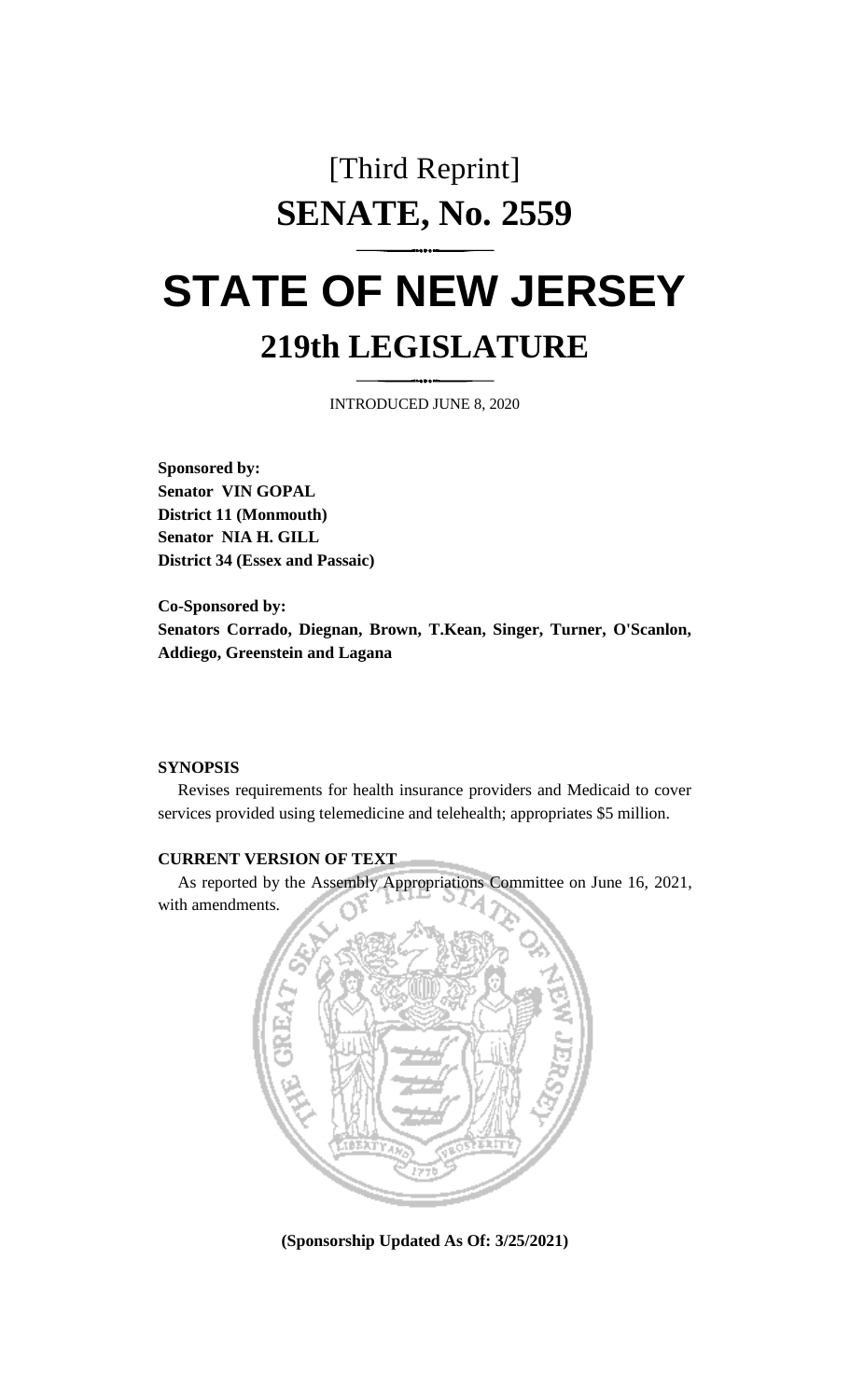[Third Reprint]

# SENATE, No. 2559

# STATE OF NEW JERSEY

## 219th LEGISLATURE

INTRODUCED JUNE 8, 2020

**Sponsored by:**
**Senator VIN GOPAL**
**District 11 (Monmouth)**
**Senator NIA H. GILL**
**District 34 (Essex and Passaic)**

**Co-Sponsored by:**
**Senators Corrado, Diegnan, Brown, T.Kean, Singer, Turner, O'Scanlon, Addiego, Greenstein and Lagana**

**SYNOPSIS**

Revises requirements for health insurance providers and Medicaid to cover services provided using telemedicine and telehealth; appropriates $5 million.

**CURRENT VERSION OF TEXT**

As reported by the Assembly Appropriations Committee on June 16, 2021, with amendments.

**(Sponsorship Updated As Of: 3/25/2021)**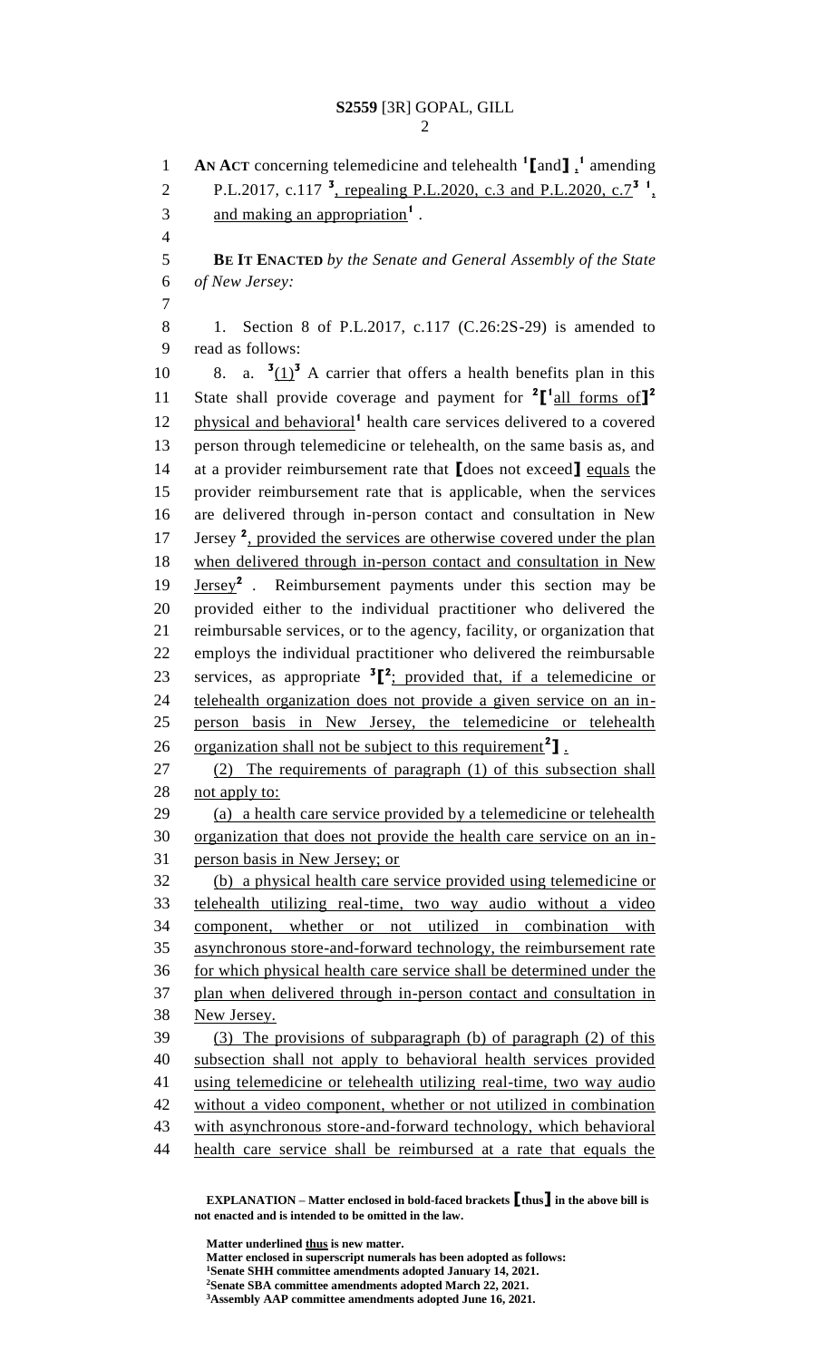AN ACT concerning telemedicine and telehealth [1]⟦and⟧[1] ,[1] amending P.L.2017, c.117 [3], repealing P.L.2020, c.3 and P.L.2020, c.7[3] [1], and making an appropriation[1] .

**BE IT ENACTED** *by the Senate and General Assembly of the State of New Jersey:*

1. Section 8 of P.L.2017, c.117 (C.26:2S-29) is amended to read as follows:

8. a. [3](1)[3] A carrier that offers a health benefits plan in this State shall provide coverage and payment for [2]⟦[1]all forms of⟧[2] physical and behavioral[1] health care services delivered to a covered person through telemedicine or telehealth, on the same basis as, and at a provider reimbursement rate that ⟦does not exceed⟧ equals the provider reimbursement rate that is applicable, when the services are delivered through in-person contact and consultation in New Jersey [2], provided the services are otherwise covered under the plan when delivered through in-person contact and consultation in New Jersey[2] . Reimbursement payments under this section may be provided either to the individual practitioner who delivered the reimbursable services, or to the agency, facility, or organization that employs the individual practitioner who delivered the reimbursable services, as appropriate [3]⟦[2]; provided that, if a telemedicine or telehealth organization does not provide a given service on an in-person basis in New Jersey, the telemedicine or telehealth organization shall not be subject to this requirement[2]⟧ .

(2) The requirements of paragraph (1) of this subsection shall not apply to:

(a) a health care service provided by a telemedicine or telehealth organization that does not provide the health care service on an in-person basis in New Jersey; or

(b) a physical health care service provided using telemedicine or telehealth utilizing real-time, two way audio without a video component, whether or not utilized in combination with asynchronous store-and-forward technology, the reimbursement rate for which physical health care service shall be determined under the plan when delivered through in-person contact and consultation in New Jersey.

(3) The provisions of subparagraph (b) of paragraph (2) of this subsection shall not apply to behavioral health services provided using telemedicine or telehealth utilizing real-time, two way audio without a video component, whether or not utilized in combination with asynchronous store-and-forward technology, which behavioral health care service shall be reimbursed at a rate that equals the

**EXPLANATION – Matter enclosed in bold-faced brackets ⟦thus⟧ in the above bill is not enacted and is intended to be omitted in the law.**

**Matter underlined thus is new matter.**
**Matter enclosed in superscript numerals has been adopted as follows:**
**[1]Senate SHH committee amendments adopted January 14, 2021.**
**[2]Senate SBA committee amendments adopted March 22, 2021.**
**[3]Assembly AAP committee amendments adopted June 16, 2021.**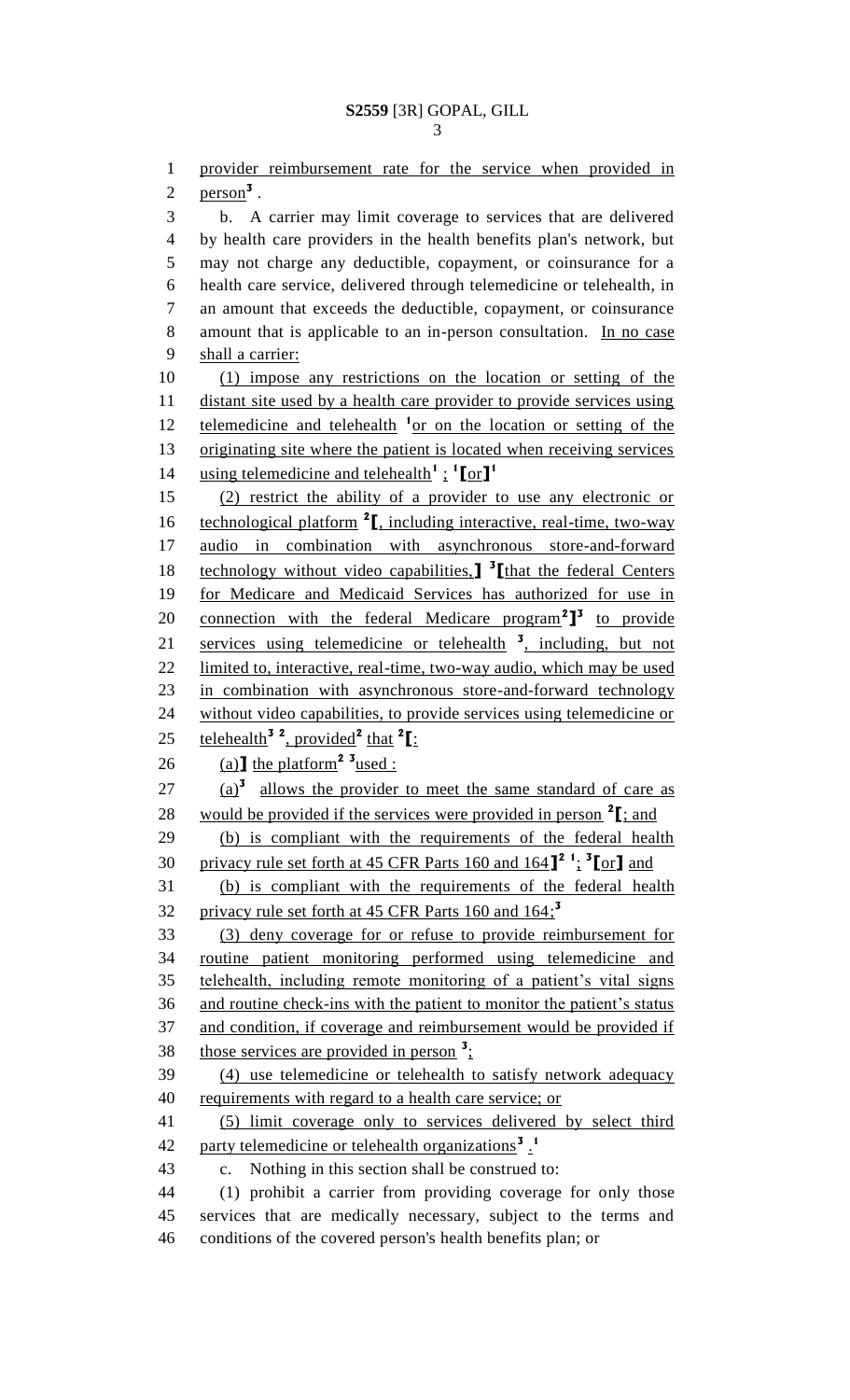provider reimbursement rate for the service when provided in person[3] .

b. A carrier may limit coverage to services that are delivered by health care providers in the health benefits plan's network, but may not charge any deductible, copayment, or coinsurance for a health care service, delivered through telemedicine or telehealth, in an amount that exceeds the deductible, copayment, or coinsurance amount that is applicable to an in-person consultation. In no case shall a carrier:

(1) impose any restrictions on the location or setting of the distant site used by a health care provider to provide services using telemedicine and telehealth [1]or on the location or setting of the originating site where the patient is located when receiving services using telemedicine and telehealth[1] ; [1][or][1]

(2) restrict the ability of a provider to use any electronic or technological platform [2][, including interactive, real-time, two-way audio in combination with asynchronous store-and-forward technology without video capabilities,] [3][that the federal Centers for Medicare and Medicaid Services has authorized for use in connection with the federal Medicare program[2]][3] to provide services using telemedicine or telehealth [3], including, but not limited to, interactive, real-time, two-way audio, which may be used in combination with asynchronous store-and-forward technology without video capabilities, to provide services using telemedicine or telehealth[3] [2], provided[2] that [2][:

(a)] the platform[2] [3]used :

(a)[3] allows the provider to meet the same standard of care as would be provided if the services were provided in person [2][; and

(b) is compliant with the requirements of the federal health privacy rule set forth at 45 CFR Parts 160 and 164][2] [1]; [3][or] and

(b) is compliant with the requirements of the federal health privacy rule set forth at 45 CFR Parts 160 and 164;[3]

(3) deny coverage for or refuse to provide reimbursement for routine patient monitoring performed using telemedicine and telehealth, including remote monitoring of a patient's vital signs and routine check-ins with the patient to monitor the patient's status and condition, if coverage and reimbursement would be provided if those services are provided in person [3];

(4) use telemedicine or telehealth to satisfy network adequacy requirements with regard to a health care service; or

(5) limit coverage only to services delivered by select third party telemedicine or telehealth organizations[3] .[1]

c. Nothing in this section shall be construed to:

(1) prohibit a carrier from providing coverage for only those services that are medically necessary, subject to the terms and conditions of the covered person's health benefits plan; or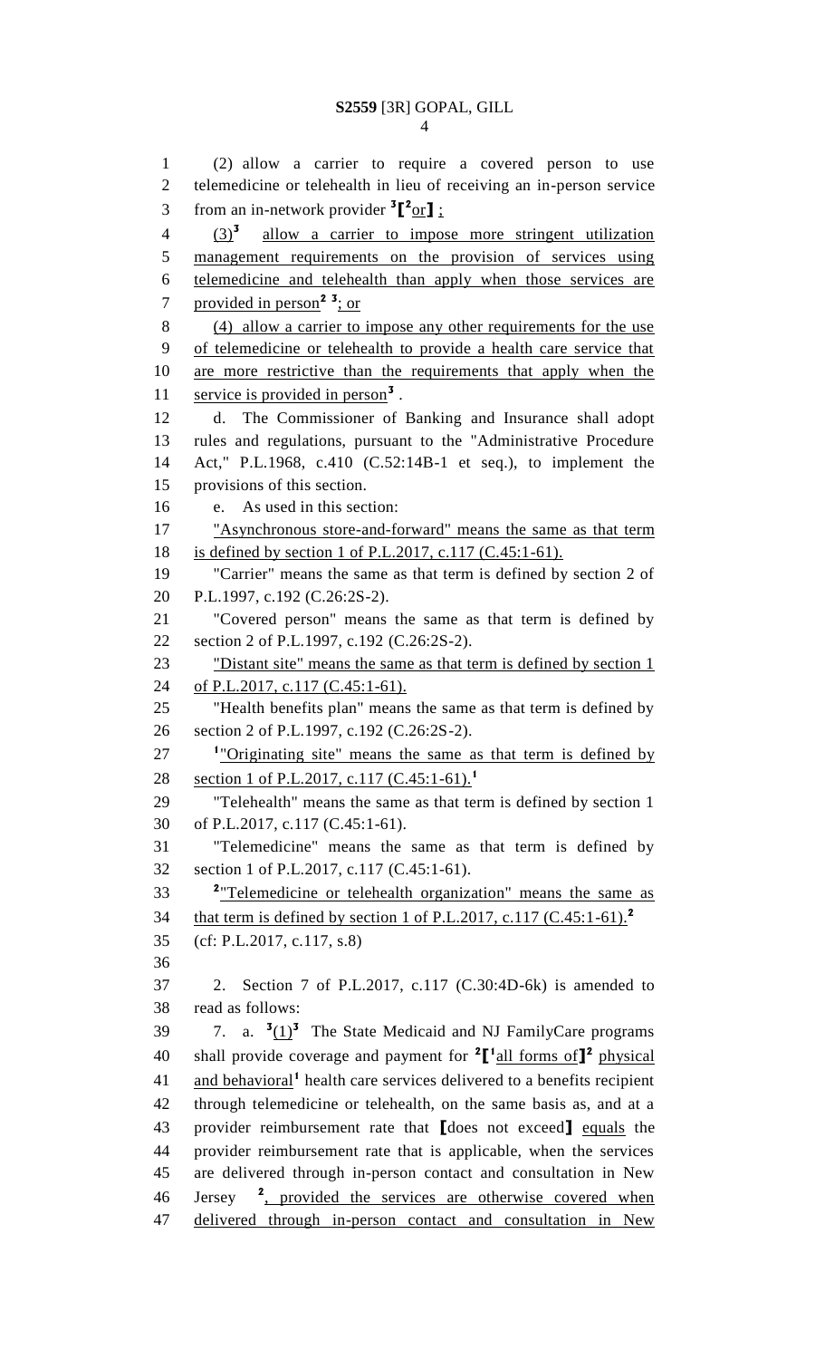(2) allow a carrier to require a covered person to use telemedicine or telehealth in lieu of receiving an in-person service from an in-network provider [3]⟦[2]or⟧ ;

(3)[3] allow a carrier to impose more stringent utilization management requirements on the provision of services using telemedicine and telehealth than apply when those services are provided in person[2] [3]; or

(4) allow a carrier to impose any other requirements for the use of telemedicine or telehealth to provide a health care service that are more restrictive than the requirements that apply when the service is provided in person[3] .

d. The Commissioner of Banking and Insurance shall adopt rules and regulations, pursuant to the "Administrative Procedure Act," P.L.1968, c.410 (C.52:14B-1 et seq.), to implement the provisions of this section.

e. As used in this section:

"Asynchronous store-and-forward" means the same as that term is defined by section 1 of P.L.2017, c.117 (C.45:1-61).

"Carrier" means the same as that term is defined by section 2 of P.L.1997, c.192 (C.26:2S-2).

"Covered person" means the same as that term is defined by section 2 of P.L.1997, c.192 (C.26:2S-2).

"Distant site" means the same as that term is defined by section 1 of P.L.2017, c.117 (C.45:1-61).

"Health benefits plan" means the same as that term is defined by section 2 of P.L.1997, c.192 (C.26:2S-2).

[1]"Originating site" means the same as that term is defined by section 1 of P.L.2017, c.117 (C.45:1-61).[1]

"Telehealth" means the same as that term is defined by section 1 of P.L.2017, c.117 (C.45:1-61).

"Telemedicine" means the same as that term is defined by section 1 of P.L.2017, c.117 (C.45:1-61).

[2]"Telemedicine or telehealth organization" means the same as that term is defined by section 1 of P.L.2017, c.117 (C.45:1-61).[2]

(cf: P.L.2017, c.117, s.8)

2. Section 7 of P.L.2017, c.117 (C.30:4D-6k) is amended to read as follows:

7. a. [3](1)[3] The State Medicaid and NJ FamilyCare programs shall provide coverage and payment for [2]⟦[1]all forms of⟧[2] physical and behavioral[1] health care services delivered to a benefits recipient through telemedicine or telehealth, on the same basis as, and at a provider reimbursement rate that ⟦does not exceed⟧ equals the provider reimbursement rate that is applicable, when the services are delivered through in-person contact and consultation in New Jersey [2], provided the services are otherwise covered when delivered through in-person contact and consultation in New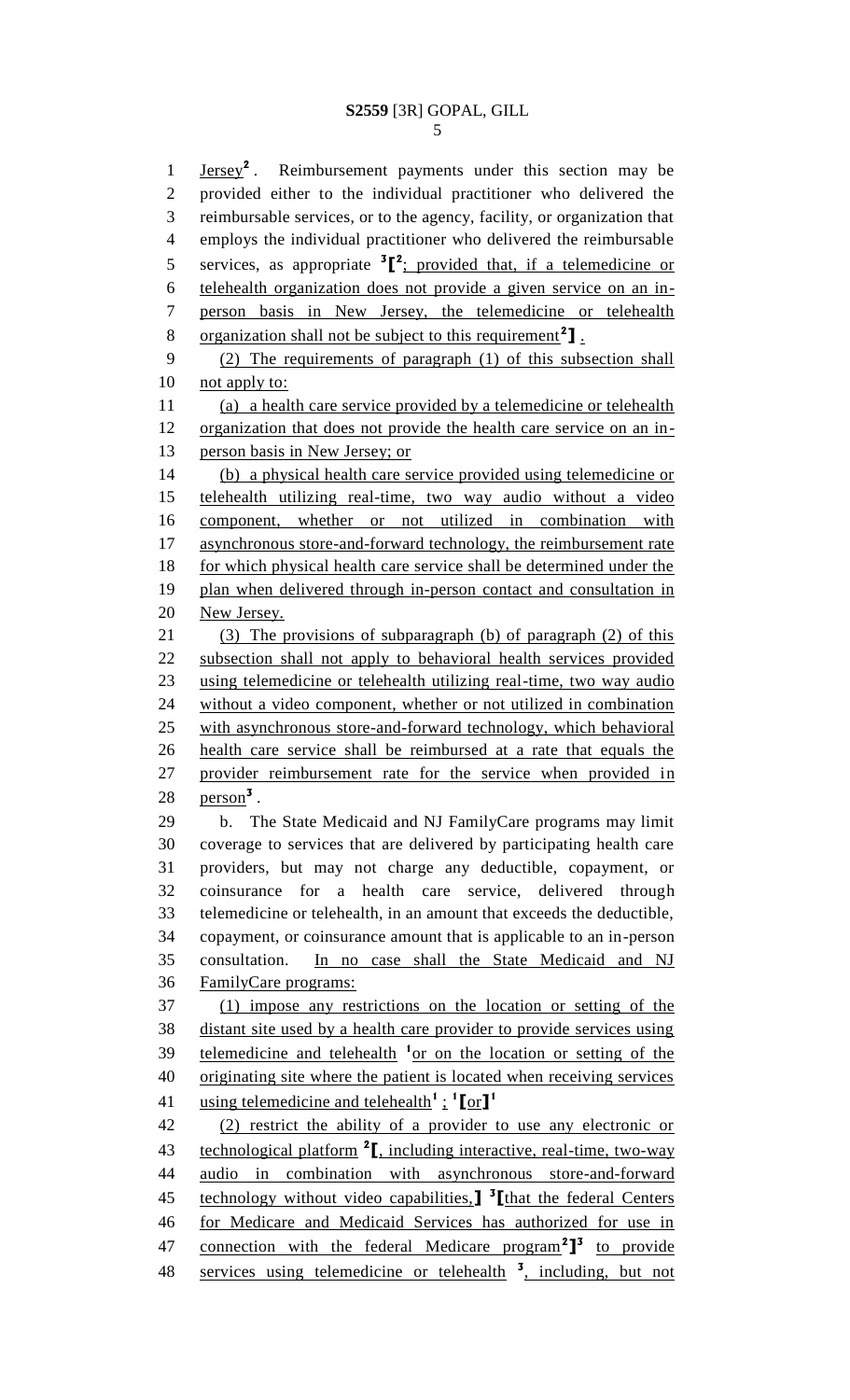Jersey[2]. Reimbursement payments under this section may be provided either to the individual practitioner who delivered the reimbursable services, or to the agency, facility, or organization that employs the individual practitioner who delivered the reimbursable services, as appropriate [3][[2]; provided that, if a telemedicine or telehealth organization does not provide a given service on an in-person basis in New Jersey, the telemedicine or telehealth organization shall not be subject to this requirement[2]].

(2) The requirements of paragraph (1) of this subsection shall not apply to:

(a) a health care service provided by a telemedicine or telehealth organization that does not provide the health care service on an in-person basis in New Jersey; or

(b) a physical health care service provided using telemedicine or telehealth utilizing real-time, two way audio without a video component, whether or not utilized in combination with asynchronous store-and-forward technology, the reimbursement rate for which physical health care service shall be determined under the plan when delivered through in-person contact and consultation in New Jersey.

(3) The provisions of subparagraph (b) of paragraph (2) of this subsection shall not apply to behavioral health services provided using telemedicine or telehealth utilizing real-time, two way audio without a video component, whether or not utilized in combination with asynchronous store-and-forward technology, which behavioral health care service shall be reimbursed at a rate that equals the provider reimbursement rate for the service when provided in person[3].

b. The State Medicaid and NJ FamilyCare programs may limit coverage to services that are delivered by participating health care providers, but may not charge any deductible, copayment, or coinsurance for a health care service, delivered through telemedicine or telehealth, in an amount that exceeds the deductible, copayment, or coinsurance amount that is applicable to an in-person consultation. In no case shall the State Medicaid and NJ FamilyCare programs:

(1) impose any restrictions on the location or setting of the distant site used by a health care provider to provide services using telemedicine and telehealth [1]or on the location or setting of the originating site where the patient is located when receiving services using telemedicine and telehealth[1] ; [1][or][1]

(2) restrict the ability of a provider to use any electronic or technological platform [2][, including interactive, real-time, two-way audio in combination with asynchronous store-and-forward technology without video capabilities,] [3][that the federal Centers for Medicare and Medicaid Services has authorized for use in connection with the federal Medicare program[2]][3] to provide services using telemedicine or telehealth [3], including, but not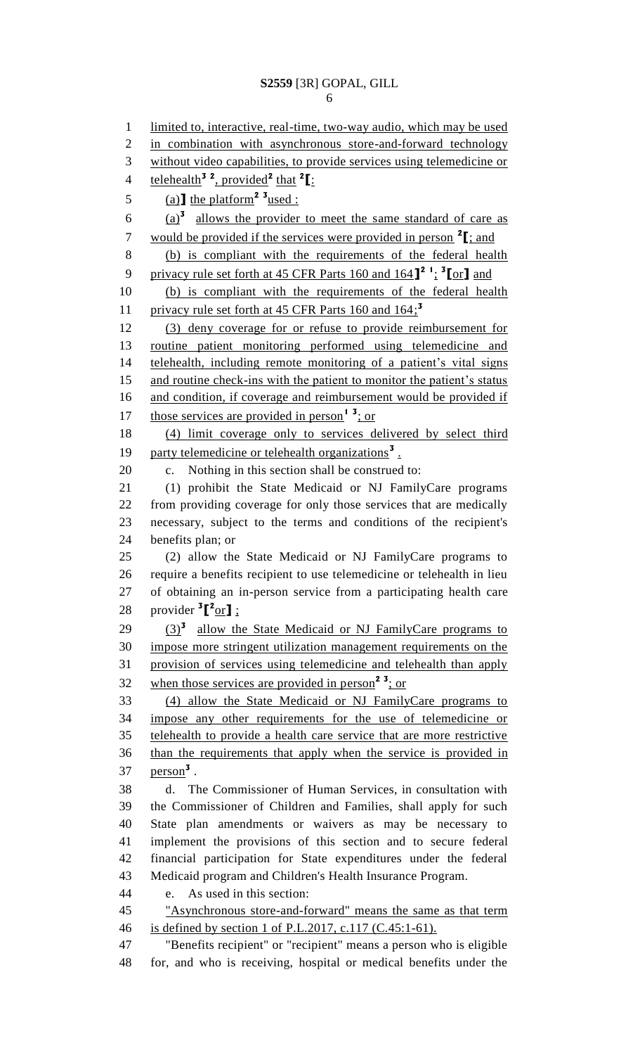limited to, interactive, real-time, two-way audio, which may be used in combination with asynchronous store-and-forward technology without video capabilities, to provide services using telemedicine or telehealth[3] [2], provided[2] that [2]⟦:

(a)⟧ the platform[2] [3]used :

(a)[3] allows the provider to meet the same standard of care as would be provided if the services were provided in person [2]⟦; and

(b) is compliant with the requirements of the federal health privacy rule set forth at 45 CFR Parts 160 and 164⟧[2] [1]; [3]⟦or⟧ and

(b) is compliant with the requirements of the federal health privacy rule set forth at 45 CFR Parts 160 and 164;[3]

(3) deny coverage for or refuse to provide reimbursement for routine patient monitoring performed using telemedicine and telehealth, including remote monitoring of a patient's vital signs and routine check-ins with the patient to monitor the patient's status and condition, if coverage and reimbursement would be provided if those services are provided in person[1] [3]; or

(4) limit coverage only to services delivered by select third party telemedicine or telehealth organizations[3] .

c. Nothing in this section shall be construed to:

(1) prohibit the State Medicaid or NJ FamilyCare programs from providing coverage for only those services that are medically necessary, subject to the terms and conditions of the recipient's benefits plan; or

(2) allow the State Medicaid or NJ FamilyCare programs to require a benefits recipient to use telemedicine or telehealth in lieu of obtaining an in-person service from a participating health care provider [3]⟦[2]or⟧ ;

(3)[3] allow the State Medicaid or NJ FamilyCare programs to impose more stringent utilization management requirements on the provision of services using telemedicine and telehealth than apply when those services are provided in person[2] [3]; or

(4) allow the State Medicaid or NJ FamilyCare programs to impose any other requirements for the use of telemedicine or telehealth to provide a health care service that are more restrictive than the requirements that apply when the service is provided in person[3] .

d. The Commissioner of Human Services, in consultation with the Commissioner of Children and Families, shall apply for such State plan amendments or waivers as may be necessary to implement the provisions of this section and to secure federal financial participation for State expenditures under the federal Medicaid program and Children's Health Insurance Program.

e. As used in this section:

"Asynchronous store-and-forward" means the same as that term is defined by section 1 of P.L.2017, c.117 (C.45:1-61).

"Benefits recipient" or "recipient" means a person who is eligible for, and who is receiving, hospital or medical benefits under the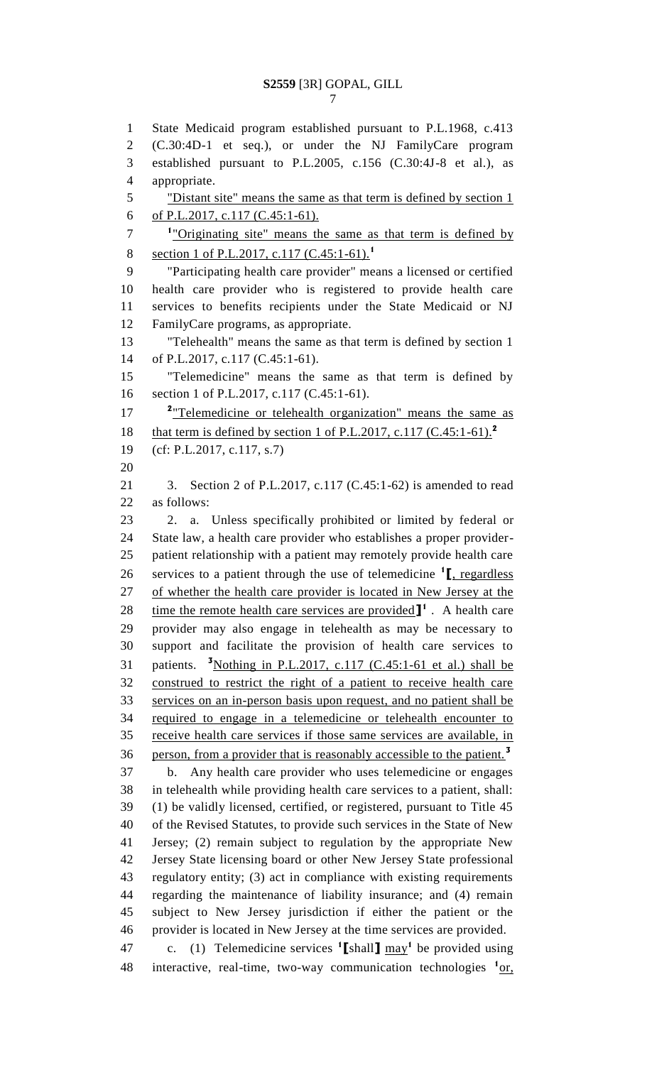State Medicaid program established pursuant to P.L.1968, c.413 (C.30:4D-1 et seq.), or under the NJ FamilyCare program established pursuant to P.L.2005, c.156 (C.30:4J-8 et al.), as appropriate.

"Distant site" means the same as that term is defined by section 1 of P.L.2017, c.117 (C.45:1-61).

[1]"Originating site" means the same as that term is defined by section 1 of P.L.2017, c.117 (C.45:1-61).[1]

"Participating health care provider" means a licensed or certified health care provider who is registered to provide health care services to benefits recipients under the State Medicaid or NJ FamilyCare programs, as appropriate.

"Telehealth" means the same as that term is defined by section 1 of P.L.2017, c.117 (C.45:1-61).

"Telemedicine" means the same as that term is defined by section 1 of P.L.2017, c.117 (C.45:1-61).

[2]"Telemedicine or telehealth organization" means the same as that term is defined by section 1 of P.L.2017, c.117 (C.45:1-61).[2]

(cf: P.L.2017, c.117, s.7)

3. Section 2 of P.L.2017, c.117 (C.45:1-62) is amended to read as follows:

2. a. Unless specifically prohibited or limited by federal or State law, a health care provider who establishes a proper provider-patient relationship with a patient may remotely provide health care services to a patient through the use of telemedicine [1][, regardless of whether the health care provider is located in New Jersey at the time the remote health care services are provided][1] . A health care provider may also engage in telehealth as may be necessary to support and facilitate the provision of health care services to patients. [3]Nothing in P.L.2017, c.117 (C.45:1-61 et al.) shall be construed to restrict the right of a patient to receive health care services on an in-person basis upon request, and no patient shall be required to engage in a telemedicine or telehealth encounter to receive health care services if those same services are available, in person, from a provider that is reasonably accessible to the patient.[3]

b. Any health care provider who uses telemedicine or engages in telehealth while providing health care services to a patient, shall: (1) be validly licensed, certified, or registered, pursuant to Title 45 of the Revised Statutes, to provide such services in the State of New Jersey; (2) remain subject to regulation by the appropriate New Jersey State licensing board or other New Jersey State professional regulatory entity; (3) act in compliance with existing requirements regarding the maintenance of liability insurance; and (4) remain subject to New Jersey jurisdiction if either the patient or the provider is located in New Jersey at the time services are provided.

c. (1) Telemedicine services [1][shall] may[1] be provided using interactive, real-time, two-way communication technologies [1]or,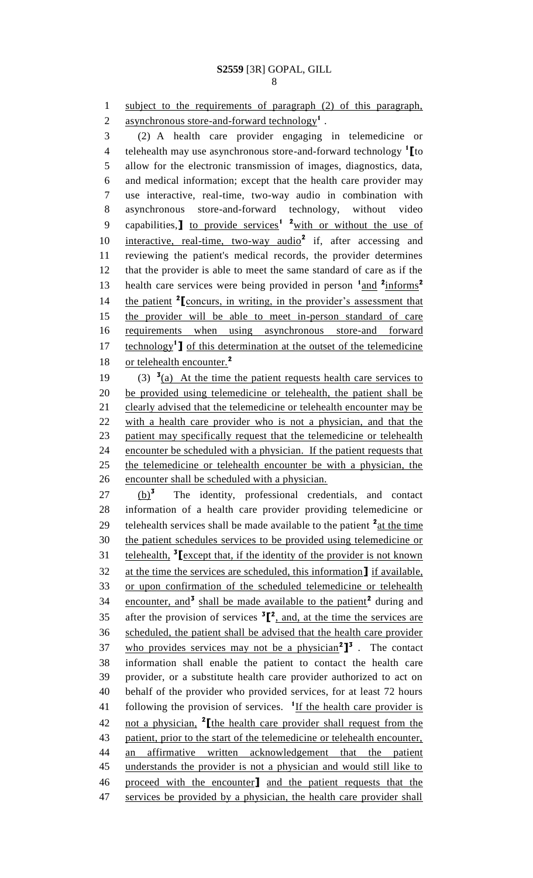subject to the requirements of paragraph (2) of this paragraph, asynchronous store-and-forward technology[1] .

(2) A health care provider engaging in telemedicine or telehealth may use asynchronous store-and-forward technology [1]⟦to allow for the electronic transmission of images, diagnostics, data, and medical information; except that the health care provider may use interactive, real-time, two-way audio in combination with asynchronous store-and-forward technology, without video capabilities,⟧ to provide services[1] [2]with or without the use of interactive, real-time, two-way audio[2] if, after accessing and reviewing the patient's medical records, the provider determines that the provider is able to meet the same standard of care as if the health care services were being provided in person [1]and [2]informs[2] the patient [2]⟦concurs, in writing, in the provider's assessment that the provider will be able to meet in-person standard of care requirements when using asynchronous store-and forward technology[1]⟧ of this determination at the outset of the telemedicine or telehealth encounter.[2]

(3) [3](a) At the time the patient requests health care services to be provided using telemedicine or telehealth, the patient shall be clearly advised that the telemedicine or telehealth encounter may be with a health care provider who is not a physician, and that the patient may specifically request that the telemedicine or telehealth encounter be scheduled with a physician. If the patient requests that the telemedicine or telehealth encounter be with a physician, the encounter shall be scheduled with a physician.

(b)[3] The identity, professional credentials, and contact information of a health care provider providing telemedicine or telehealth services shall be made available to the patient [2]at the time the patient schedules services to be provided using telemedicine or telehealth, [3]⟦except that, if the identity of the provider is not known at the time the services are scheduled, this information⟧ if available, or upon confirmation of the scheduled telemedicine or telehealth encounter, and[3] shall be made available to the patient[2] during and after the provision of services [3]⟦[2], and, at the time the services are scheduled, the patient shall be advised that the health care provider who provides services may not be a physician[2]⟧[3] . The contact information shall enable the patient to contact the health care provider, or a substitute health care provider authorized to act on behalf of the provider who provided services, for at least 72 hours following the provision of services. [1]If the health care provider is not a physician, [2]⟦the health care provider shall request from the patient, prior to the start of the telemedicine or telehealth encounter, an affirmative written acknowledgement that the patient understands the provider is not a physician and would still like to proceed with the encounter⟧ and the patient requests that the services be provided by a physician, the health care provider shall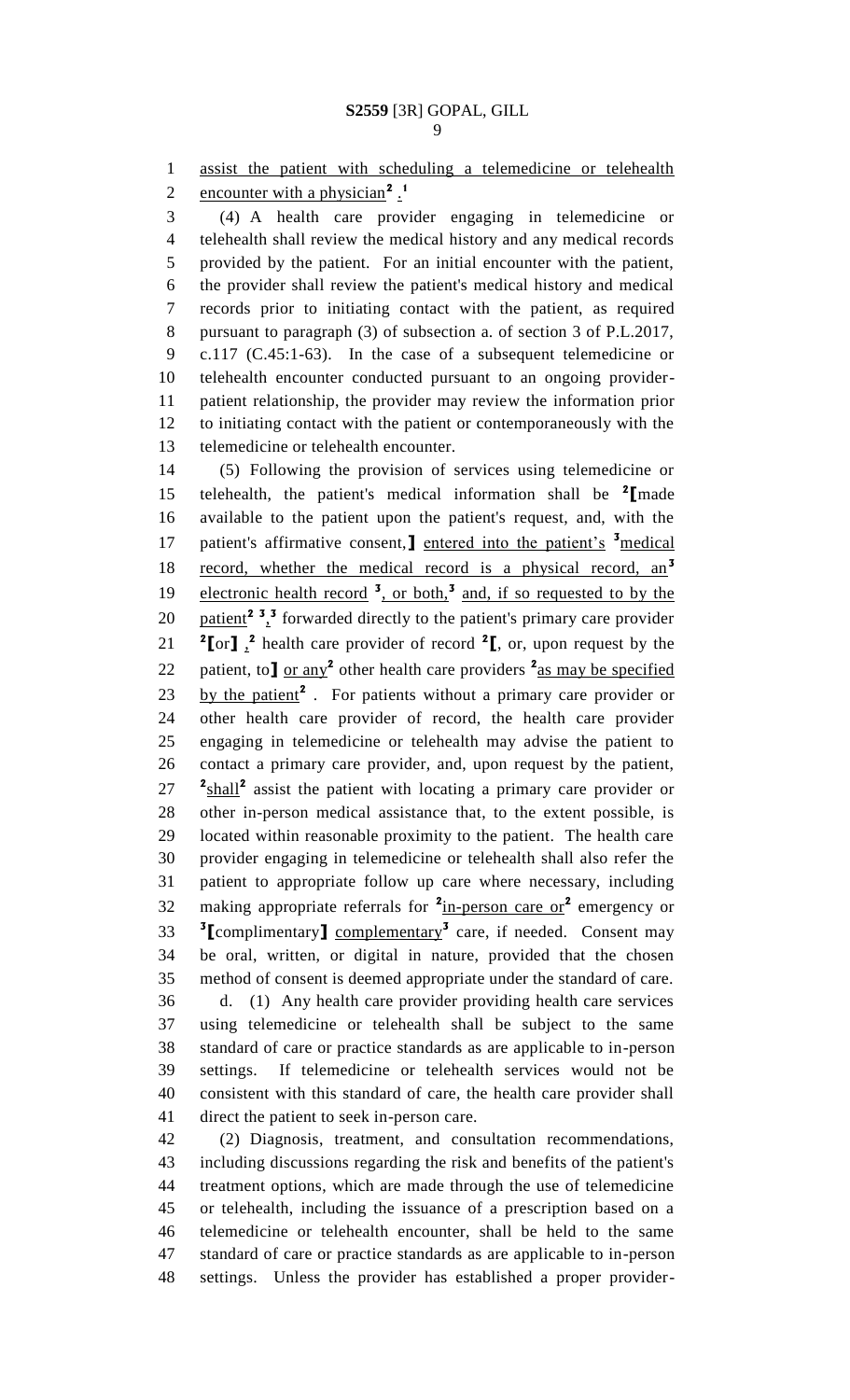assist the patient with scheduling a telemedicine or telehealth encounter with a physician[2] .[1]

(4) A health care provider engaging in telemedicine or telehealth shall review the medical history and any medical records provided by the patient. For an initial encounter with the patient, the provider shall review the patient's medical history and medical records prior to initiating contact with the patient, as required pursuant to paragraph (3) of subsection a. of section 3 of P.L.2017, c.117 (C.45:1-63). In the case of a subsequent telemedicine or telehealth encounter conducted pursuant to an ongoing provider-patient relationship, the provider may review the information prior to initiating contact with the patient or contemporaneously with the telemedicine or telehealth encounter.

(5) Following the provision of services using telemedicine or telehealth, the patient's medical information shall be [2]⟦made available to the patient upon the patient's request, and, with the patient's affirmative consent,⟧ entered into the patient's [3]medical record, whether the medical record is a physical record, an[3] electronic health record [3], or both,[3] and, if so requested to by the patient[2] [3],[3] forwarded directly to the patient's primary care provider [2]⟦or⟧ ,[2] health care provider of record [2]⟦, or, upon request by the patient, to⟧ or any[2] other health care providers [2]as may be specified by the patient[2] . For patients without a primary care provider or other health care provider of record, the health care provider engaging in telemedicine or telehealth may advise the patient to contact a primary care provider, and, upon request by the patient, [2]shall[2] assist the patient with locating a primary care provider or other in-person medical assistance that, to the extent possible, is located within reasonable proximity to the patient. The health care provider engaging in telemedicine or telehealth shall also refer the patient to appropriate follow up care where necessary, including making appropriate referrals for [2]in-person care or[2] emergency or [3]⟦complimentary⟧ complementary[3] care, if needed. Consent may be oral, written, or digital in nature, provided that the chosen method of consent is deemed appropriate under the standard of care.

d. (1) Any health care provider providing health care services using telemedicine or telehealth shall be subject to the same standard of care or practice standards as are applicable to in-person settings. If telemedicine or telehealth services would not be consistent with this standard of care, the health care provider shall direct the patient to seek in-person care.

(2) Diagnosis, treatment, and consultation recommendations, including discussions regarding the risk and benefits of the patient's treatment options, which are made through the use of telemedicine or telehealth, including the issuance of a prescription based on a telemedicine or telehealth encounter, shall be held to the same standard of care or practice standards as are applicable to in-person settings. Unless the provider has established a proper provider-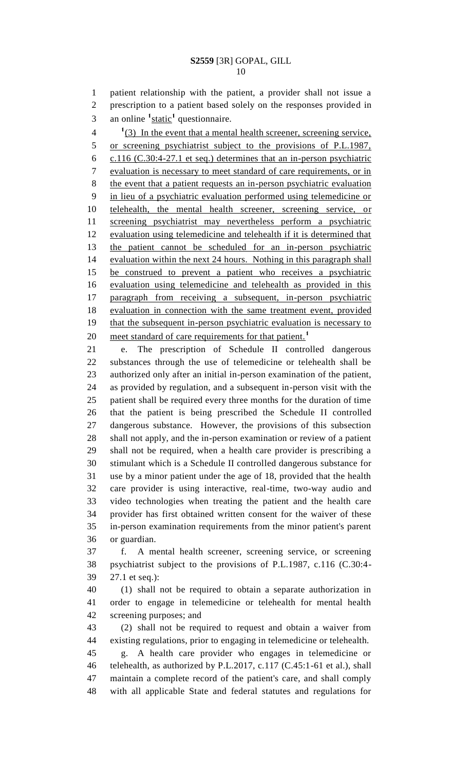patient relationship with the patient, a provider shall not issue a prescription to a patient based solely on the responses provided in an online [1]static[1] questionnaire.

[1](3) In the event that a mental health screener, screening service, or screening psychiatrist subject to the provisions of P.L.1987, c.116 (C.30:4-27.1 et seq.) determines that an in-person psychiatric evaluation is necessary to meet standard of care requirements, or in the event that a patient requests an in-person psychiatric evaluation in lieu of a psychiatric evaluation performed using telemedicine or telehealth, the mental health screener, screening service, or screening psychiatrist may nevertheless perform a psychiatric evaluation using telemedicine and telehealth if it is determined that the patient cannot be scheduled for an in-person psychiatric evaluation within the next 24 hours. Nothing in this paragraph shall be construed to prevent a patient who receives a psychiatric evaluation using telemedicine and telehealth as provided in this paragraph from receiving a subsequent, in-person psychiatric evaluation in connection with the same treatment event, provided that the subsequent in-person psychiatric evaluation is necessary to meet standard of care requirements for that patient.[1]

e. The prescription of Schedule II controlled dangerous substances through the use of telemedicine or telehealth shall be authorized only after an initial in-person examination of the patient, as provided by regulation, and a subsequent in-person visit with the patient shall be required every three months for the duration of time that the patient is being prescribed the Schedule II controlled dangerous substance. However, the provisions of this subsection shall not apply, and the in-person examination or review of a patient shall not be required, when a health care provider is prescribing a stimulant which is a Schedule II controlled dangerous substance for use by a minor patient under the age of 18, provided that the health care provider is using interactive, real-time, two-way audio and video technologies when treating the patient and the health care provider has first obtained written consent for the waiver of these in-person examination requirements from the minor patient's parent or guardian.

f. A mental health screener, screening service, or screening psychiatrist subject to the provisions of P.L.1987, c.116 (C.30:4-27.1 et seq.):

(1) shall not be required to obtain a separate authorization in order to engage in telemedicine or telehealth for mental health screening purposes; and

(2) shall not be required to request and obtain a waiver from existing regulations, prior to engaging in telemedicine or telehealth.

g. A health care provider who engages in telemedicine or telehealth, as authorized by P.L.2017, c.117 (C.45:1-61 et al.), shall maintain a complete record of the patient's care, and shall comply with all applicable State and federal statutes and regulations for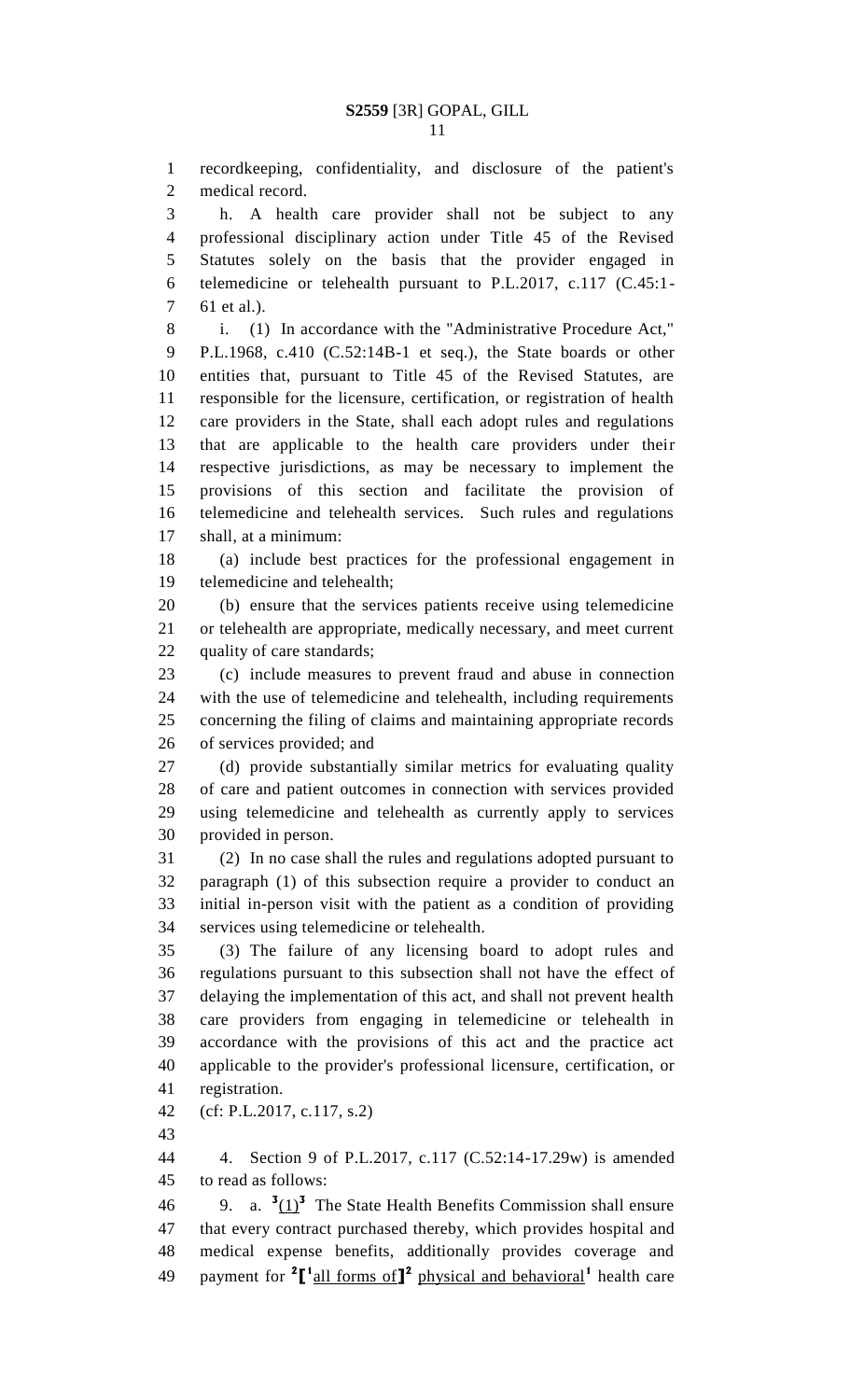recordkeeping, confidentiality, and disclosure of the patient's medical record.

h. A health care provider shall not be subject to any professional disciplinary action under Title 45 of the Revised Statutes solely on the basis that the provider engaged in telemedicine or telehealth pursuant to P.L.2017, c.117 (C.45:1-61 et al.).

i. (1) In accordance with the "Administrative Procedure Act," P.L.1968, c.410 (C.52:14B-1 et seq.), the State boards or other entities that, pursuant to Title 45 of the Revised Statutes, are responsible for the licensure, certification, or registration of health care providers in the State, shall each adopt rules and regulations that are applicable to the health care providers under their respective jurisdictions, as may be necessary to implement the provisions of this section and facilitate the provision of telemedicine and telehealth services. Such rules and regulations shall, at a minimum:

(a) include best practices for the professional engagement in telemedicine and telehealth;

(b) ensure that the services patients receive using telemedicine or telehealth are appropriate, medically necessary, and meet current quality of care standards;

(c) include measures to prevent fraud and abuse in connection with the use of telemedicine and telehealth, including requirements concerning the filing of claims and maintaining appropriate records of services provided; and

(d) provide substantially similar metrics for evaluating quality of care and patient outcomes in connection with services provided using telemedicine and telehealth as currently apply to services provided in person.

(2) In no case shall the rules and regulations adopted pursuant to paragraph (1) of this subsection require a provider to conduct an initial in-person visit with the patient as a condition of providing services using telemedicine or telehealth.

(3) The failure of any licensing board to adopt rules and regulations pursuant to this subsection shall not have the effect of delaying the implementation of this act, and shall not prevent health care providers from engaging in telemedicine or telehealth in accordance with the provisions of this act and the practice act applicable to the provider's professional licensure, certification, or registration.

(cf: P.L.2017, c.117, s.2)

4. Section 9 of P.L.2017, c.117 (C.52:14-17.29w) is amended to read as follows:

9. a. [3]<u>(1)</u>[3] The State Health Benefits Commission shall ensure that every contract purchased thereby, which provides hospital and medical expense benefits, additionally provides coverage and payment for [2][[1]<u>all forms of</u>][2] <u>physical and behavioral</u>[1] health care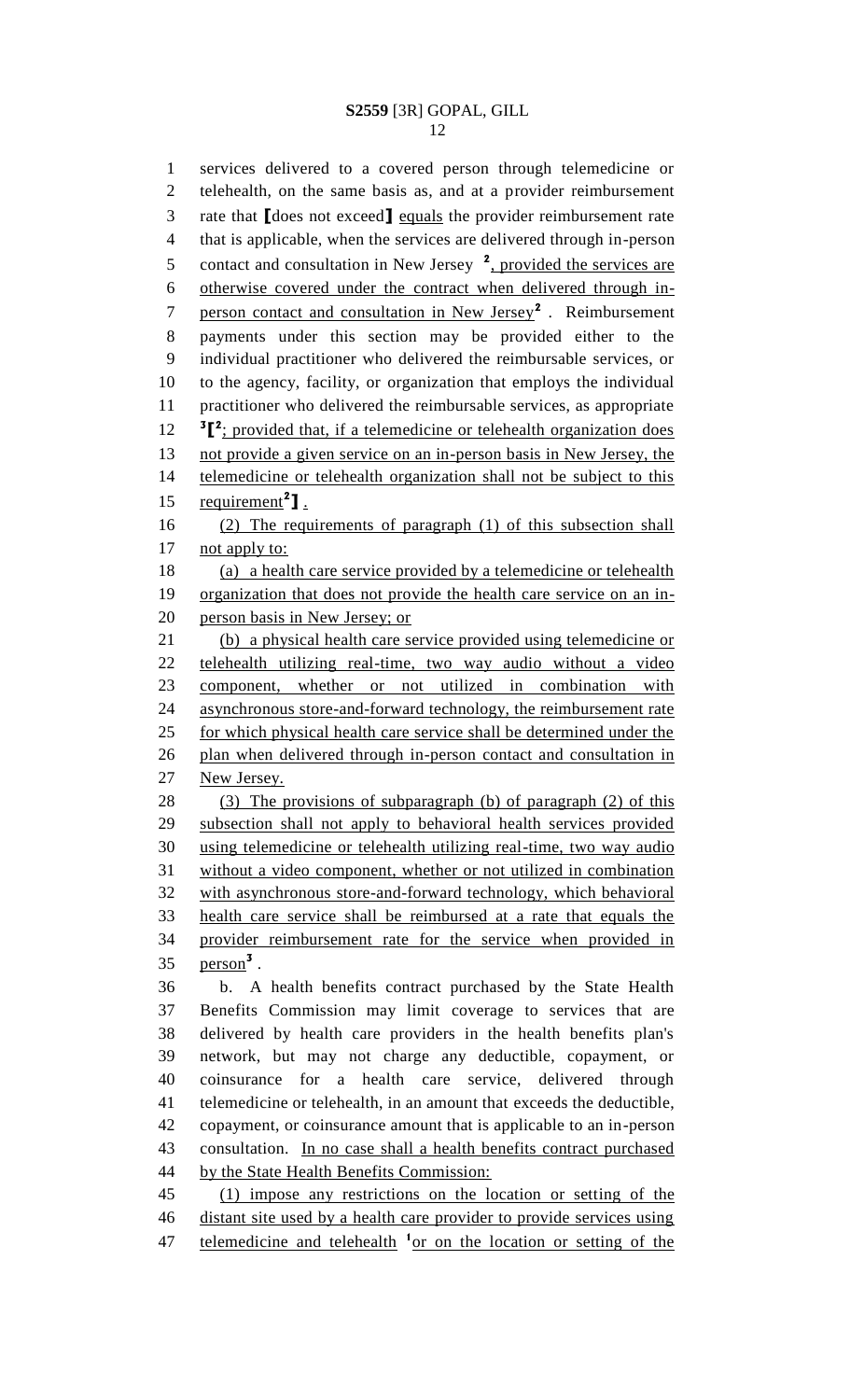services delivered to a covered person through telemedicine or telehealth, on the same basis as, and at a provider reimbursement rate that [does not exceed] equals the provider reimbursement rate that is applicable, when the services are delivered through in-person contact and consultation in New Jersey [2], provided the services are otherwise covered under the contract when delivered through in-person contact and consultation in New Jersey[2]. Reimbursement payments under this section may be provided either to the individual practitioner who delivered the reimbursable services, or to the agency, facility, or organization that employs the individual practitioner who delivered the reimbursable services, as appropriate [3][[2]; provided that, if a telemedicine or telehealth organization does not provide a given service on an in-person basis in New Jersey, the telemedicine or telehealth organization shall not be subject to this requirement[2]].

(2) The requirements of paragraph (1) of this subsection shall not apply to:

(a) a health care service provided by a telemedicine or telehealth organization that does not provide the health care service on an in-person basis in New Jersey; or

(b) a physical health care service provided using telemedicine or telehealth utilizing real-time, two way audio without a video component, whether or not utilized in combination with asynchronous store-and-forward technology, the reimbursement rate for which physical health care service shall be determined under the plan when delivered through in-person contact and consultation in New Jersey.

(3) The provisions of subparagraph (b) of paragraph (2) of this subsection shall not apply to behavioral health services provided using telemedicine or telehealth utilizing real-time, two way audio without a video component, whether or not utilized in combination with asynchronous store-and-forward technology, which behavioral health care service shall be reimbursed at a rate that equals the provider reimbursement rate for the service when provided in person[3].

b. A health benefits contract purchased by the State Health Benefits Commission may limit coverage to services that are delivered by health care providers in the health benefits plan's network, but may not charge any deductible, copayment, or coinsurance for a health care service, delivered through telemedicine or telehealth, in an amount that exceeds the deductible, copayment, or coinsurance amount that is applicable to an in-person consultation. In no case shall a health benefits contract purchased by the State Health Benefits Commission:

(1) impose any restrictions on the location or setting of the distant site used by a health care provider to provide services using telemedicine and telehealth [1]or on the location or setting of the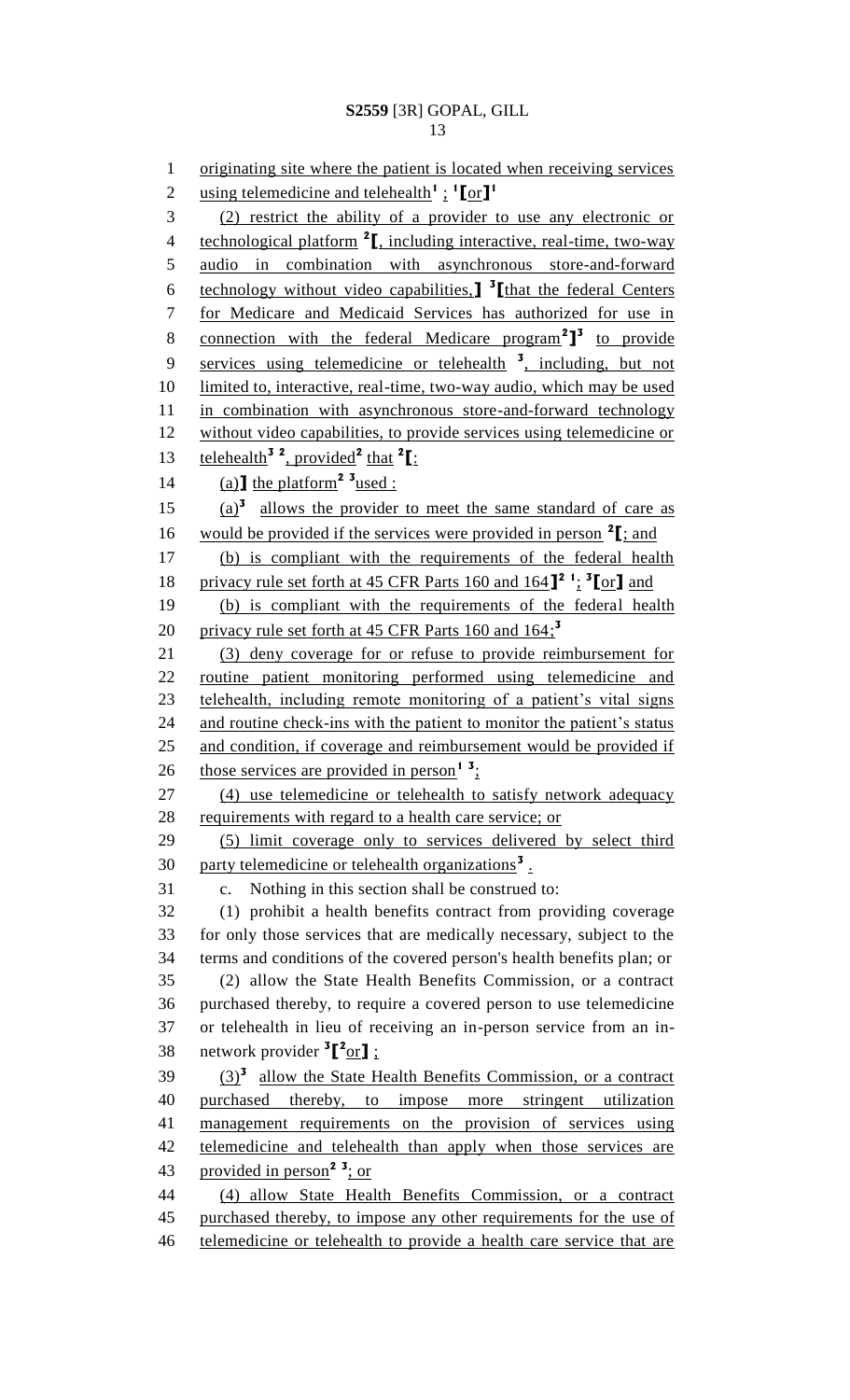originating site where the patient is located when receiving services using telemedicine and telehealth[1] ; [1][or][1]

(2) restrict the ability of a provider to use any electronic or technological platform [2][, including interactive, real-time, two-way audio in combination with asynchronous store-and-forward technology without video capabilities,] [3][that the federal Centers for Medicare and Medicaid Services has authorized for use in connection with the federal Medicare program[2]][3] to provide services using telemedicine or telehealth [3], including, but not limited to, interactive, real-time, two-way audio, which may be used in combination with asynchronous store-and-forward technology without video capabilities, to provide services using telemedicine or telehealth[3] [2], provided[2] that [2][:

(a)] the platform[2] [3]used :

(a)[3] allows the provider to meet the same standard of care as would be provided if the services were provided in person [2][; and

(b) is compliant with the requirements of the federal health privacy rule set forth at 45 CFR Parts 160 and 164][2] [1]; [3][or] and

(b) is compliant with the requirements of the federal health privacy rule set forth at 45 CFR Parts 160 and 164;[3]

(3) deny coverage for or refuse to provide reimbursement for routine patient monitoring performed using telemedicine and telehealth, including remote monitoring of a patient's vital signs and routine check-ins with the patient to monitor the patient's status and condition, if coverage and reimbursement would be provided if those services are provided in person[1] [3];

(4) use telemedicine or telehealth to satisfy network adequacy requirements with regard to a health care service; or

(5) limit coverage only to services delivered by select third party telemedicine or telehealth organizations[3] .

c. Nothing in this section shall be construed to:

(1) prohibit a health benefits contract from providing coverage for only those services that are medically necessary, subject to the terms and conditions of the covered person's health benefits plan; or

(2) allow the State Health Benefits Commission, or a contract purchased thereby, to require a covered person to use telemedicine or telehealth in lieu of receiving an in-person service from an in-network provider [3][[2]or] ;

(3)[3] allow the State Health Benefits Commission, or a contract purchased thereby, to impose more stringent utilization management requirements on the provision of services using telemedicine and telehealth than apply when those services are provided in person[2] [3]; or

(4) allow State Health Benefits Commission, or a contract purchased thereby, to impose any other requirements for the use of telemedicine or telehealth to provide a health care service that are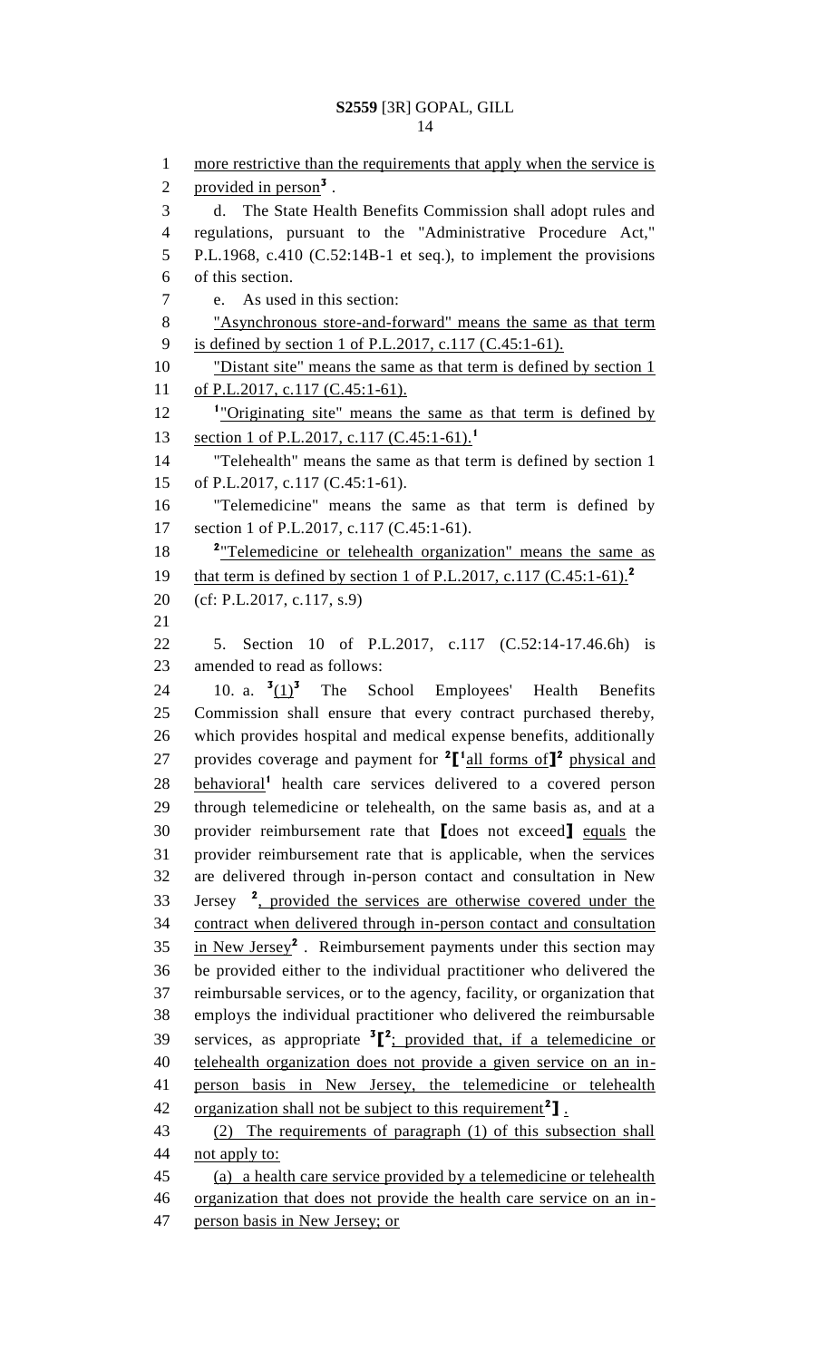more restrictive than the requirements that apply when the service is provided in person[3] .

d. The State Health Benefits Commission shall adopt rules and regulations, pursuant to the "Administrative Procedure Act," P.L.1968, c.410 (C.52:14B-1 et seq.), to implement the provisions of this section.

e. As used in this section:

"Asynchronous store-and-forward" means the same as that term is defined by section 1 of P.L.2017, c.117 (C.45:1-61).

"Distant site" means the same as that term is defined by section 1 of P.L.2017, c.117 (C.45:1-61).

[1]"Originating site" means the same as that term is defined by section 1 of P.L.2017, c.117 (C.45:1-61).[1]

"Telehealth" means the same as that term is defined by section 1 of P.L.2017, c.117 (C.45:1-61).

"Telemedicine" means the same as that term is defined by section 1 of P.L.2017, c.117 (C.45:1-61).

[2]"Telemedicine or telehealth organization" means the same as that term is defined by section 1 of P.L.2017, c.117 (C.45:1-61).[2]

(cf: P.L.2017, c.117, s.9)

5. Section 10 of P.L.2017, c.117 (C.52:14-17.46.6h) is amended to read as follows:

10. a. [3](1)[3] The School Employees' Health Benefits Commission shall ensure that every contract purchased thereby, which provides hospital and medical expense benefits, additionally provides coverage and payment for [2][[1]all forms of][2] physical and behavioral[1] health care services delivered to a covered person through telemedicine or telehealth, on the same basis as, and at a provider reimbursement rate that [does not exceed] equals the provider reimbursement rate that is applicable, when the services are delivered through in-person contact and consultation in New Jersey [2], provided the services are otherwise covered under the contract when delivered through in-person contact and consultation in New Jersey[2] . Reimbursement payments under this section may be provided either to the individual practitioner who delivered the reimbursable services, or to the agency, facility, or organization that employs the individual practitioner who delivered the reimbursable services, as appropriate [3][[2]; provided that, if a telemedicine or telehealth organization does not provide a given service on an in-person basis in New Jersey, the telemedicine or telehealth organization shall not be subject to this requirement[2]] .

(2) The requirements of paragraph (1) of this subsection shall not apply to:

(a) a health care service provided by a telemedicine or telehealth organization that does not provide the health care service on an in-person basis in New Jersey; or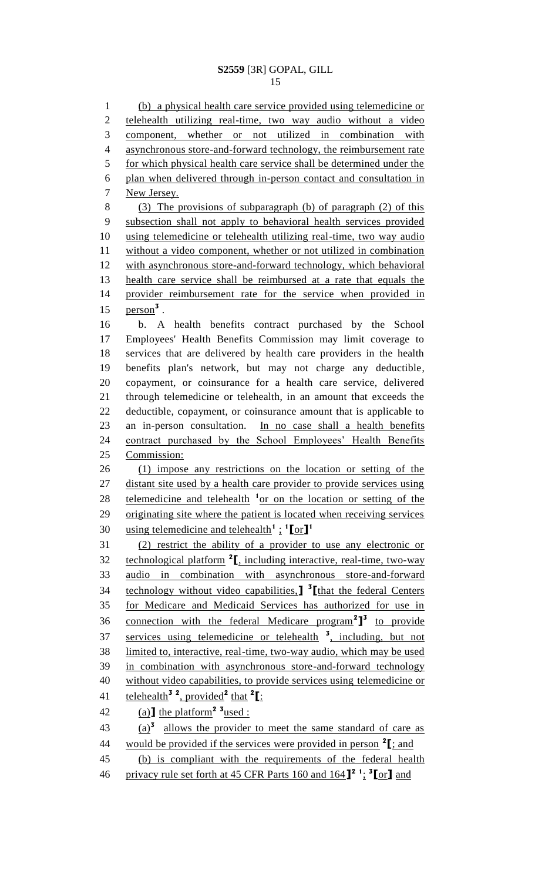(b) a physical health care service provided using telemedicine or telehealth utilizing real-time, two way audio without a video component, whether or not utilized in combination with asynchronous store-and-forward technology, the reimbursement rate for which physical health care service shall be determined under the plan when delivered through in-person contact and consultation in New Jersey.

(3) The provisions of subparagraph (b) of paragraph (2) of this subsection shall not apply to behavioral health services provided using telemedicine or telehealth utilizing real-time, two way audio without a video component, whether or not utilized in combination with asynchronous store-and-forward technology, which behavioral health care service shall be reimbursed at a rate that equals the provider reimbursement rate for the service when provided in person[3] .

b. A health benefits contract purchased by the School Employees' Health Benefits Commission may limit coverage to services that are delivered by health care providers in the health benefits plan's network, but may not charge any deductible, copayment, or coinsurance for a health care service, delivered through telemedicine or telehealth, in an amount that exceeds the deductible, copayment, or coinsurance amount that is applicable to an in-person consultation. In no case shall a health benefits contract purchased by the School Employees' Health Benefits Commission:

(1) impose any restrictions on the location or setting of the distant site used by a health care provider to provide services using telemedicine and telehealth [1]or on the location or setting of the originating site where the patient is located when receiving services using telemedicine and telehealth[1] ; [1][or][1]

(2) restrict the ability of a provider to use any electronic or technological platform [2][, including interactive, real-time, two-way audio in combination with asynchronous store-and-forward technology without video capabilities,] [3][that the federal Centers for Medicare and Medicaid Services has authorized for use in connection with the federal Medicare program[2]][3] to provide services using telemedicine or telehealth [3], including, but not limited to, interactive, real-time, two-way audio, which may be used in combination with asynchronous store-and-forward technology without video capabilities, to provide services using telemedicine or telehealth[3] [2], provided[2] that [2][:

(a)] the platform[2] [3]used :

(a)[3] allows the provider to meet the same standard of care as would be provided if the services were provided in person [2][; and

(b) is compliant with the requirements of the federal health privacy rule set forth at 45 CFR Parts 160 and 164][2] [1]; [3][or] and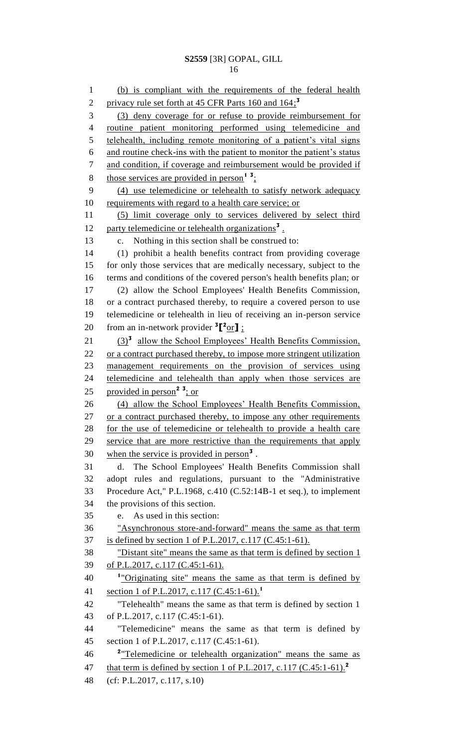(b) is compliant with the requirements of the federal health privacy rule set forth at 45 CFR Parts 160 and 164;[3]

(3) deny coverage for or refuse to provide reimbursement for routine patient monitoring performed using telemedicine and telehealth, including remote monitoring of a patient's vital signs and routine check-ins with the patient to monitor the patient's status and condition, if coverage and reimbursement would be provided if those services are provided in person[1 3];

(4) use telemedicine or telehealth to satisfy network adequacy requirements with regard to a health care service; or

(5) limit coverage only to services delivered by select third party telemedicine or telehealth organizations[3] .

c. Nothing in this section shall be construed to:

(1) prohibit a health benefits contract from providing coverage for only those services that are medically necessary, subject to the terms and conditions of the covered person's health benefits plan; or

(2) allow the School Employees' Health Benefits Commission, or a contract purchased thereby, to require a covered person to use telemedicine or telehealth in lieu of receiving an in-person service from an in-network provider [3]⟦[2]or⟧ ;

(3)[3] allow the School Employees' Health Benefits Commission, or a contract purchased thereby, to impose more stringent utilization management requirements on the provision of services using telemedicine and telehealth than apply when those services are provided in person[2 3]; or

(4) allow the School Employees' Health Benefits Commission, or a contract purchased thereby, to impose any other requirements for the use of telemedicine or telehealth to provide a health care service that are more restrictive than the requirements that apply when the service is provided in person[3] .

d. The School Employees' Health Benefits Commission shall adopt rules and regulations, pursuant to the "Administrative Procedure Act," P.L.1968, c.410 (C.52:14B-1 et seq.), to implement the provisions of this section.

e. As used in this section:

"Asynchronous store-and-forward" means the same as that term is defined by section 1 of P.L.2017, c.117 (C.45:1-61).

"Distant site" means the same as that term is defined by section 1 of P.L.2017, c.117 (C.45:1-61).

[1]"Originating site" means the same as that term is defined by section 1 of P.L.2017, c.117 (C.45:1-61).[1]

"Telehealth" means the same as that term is defined by section 1 of P.L.2017, c.117 (C.45:1-61).

"Telemedicine" means the same as that term is defined by section 1 of P.L.2017, c.117 (C.45:1-61).

[2]"Telemedicine or telehealth organization" means the same as that term is defined by section 1 of P.L.2017, c.117 (C.45:1-61).[2]

(cf: P.L.2017, c.117, s.10)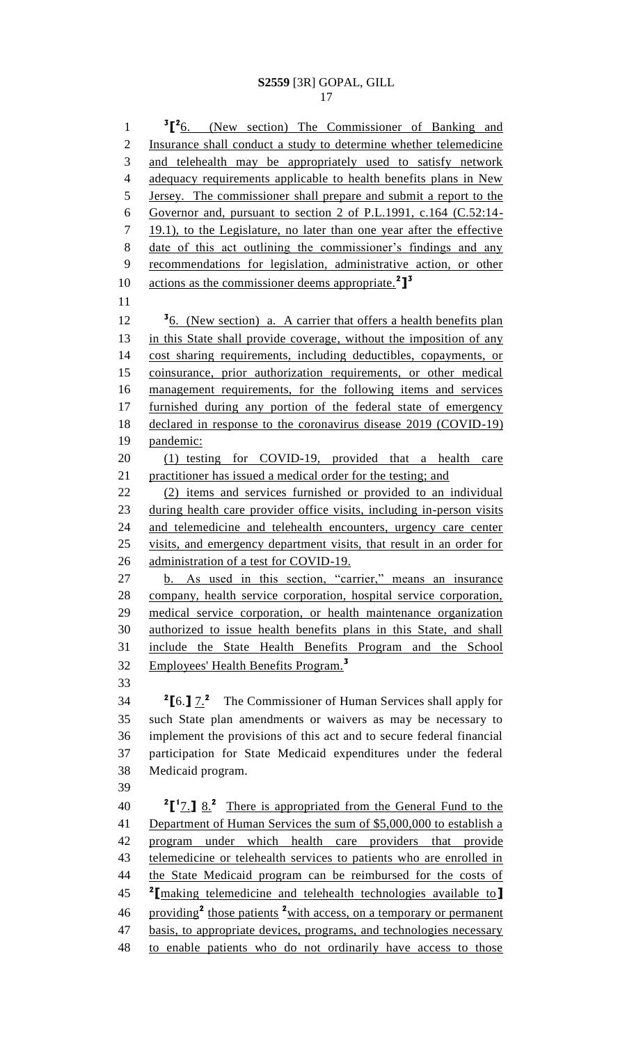[3][[2]6. (New section) The Commissioner of Banking and Insurance shall conduct a study to determine whether telemedicine and telehealth may be appropriately used to satisfy network adequacy requirements applicable to health benefits plans in New Jersey. The commissioner shall prepare and submit a report to the Governor and, pursuant to section 2 of P.L.1991, c.164 (C.52:14-19.1), to the Legislature, no later than one year after the effective date of this act outlining the commissioner's findings and any recommendations for legislation, administrative action, or other actions as the commissioner deems appropriate.[2]][3]

[3]6. (New section) a. A carrier that offers a health benefits plan in this State shall provide coverage, without the imposition of any cost sharing requirements, including deductibles, copayments, or coinsurance, prior authorization requirements, or other medical management requirements, for the following items and services furnished during any portion of the federal state of emergency declared in response to the coronavirus disease 2019 (COVID-19) pandemic:

(1) testing for COVID-19, provided that a health care practitioner has issued a medical order for the testing; and

(2) items and services furnished or provided to an individual during health care provider office visits, including in-person visits and telemedicine and telehealth encounters, urgency care center visits, and emergency department visits, that result in an order for administration of a test for COVID-19.

b. As used in this section, "carrier," means an insurance company, health service corporation, hospital service corporation, medical service corporation, or health maintenance organization authorized to issue health benefits plans in this State, and shall include the State Health Benefits Program and the School Employees' Health Benefits Program.[3]

[2][6.] 7.[2] The Commissioner of Human Services shall apply for such State plan amendments or waivers as may be necessary to implement the provisions of this act and to secure federal financial participation for State Medicaid expenditures under the federal Medicaid program.

[2][[1]7.] 8.[2] There is appropriated from the General Fund to the Department of Human Services the sum of $5,000,000 to establish a program under which health care providers that provide telemedicine or telehealth services to patients who are enrolled in the State Medicaid program can be reimbursed for the costs of [2][making telemedicine and telehealth technologies available to] providing[2] those patients [2]with access, on a temporary or permanent basis, to appropriate devices, programs, and technologies necessary to enable patients who do not ordinarily have access to those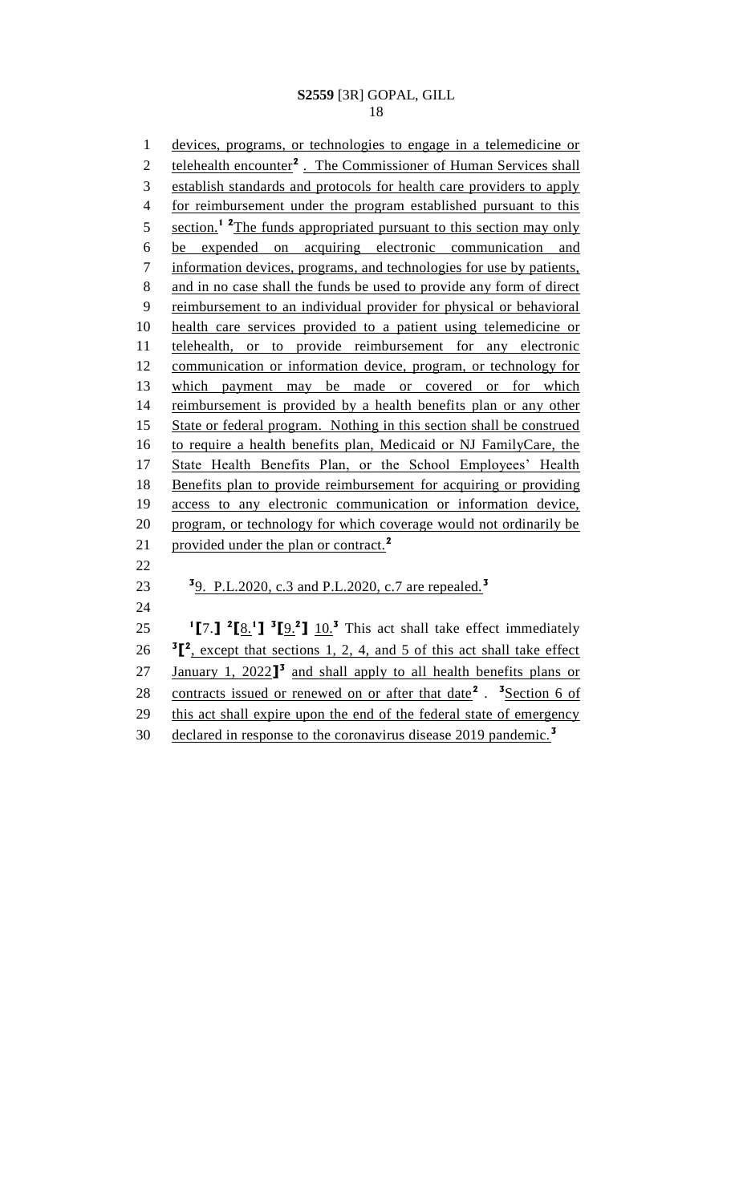devices, programs, or technologies to engage in a telemedicine or telehealth encounter[2] . The Commissioner of Human Services shall establish standards and protocols for health care providers to apply for reimbursement under the program established pursuant to this section.[1] [2]The funds appropriated pursuant to this section may only be expended on acquiring electronic communication and information devices, programs, and technologies for use by patients, and in no case shall the funds be used to provide any form of direct reimbursement to an individual provider for physical or behavioral health care services provided to a patient using telemedicine or telehealth, or to provide reimbursement for any electronic communication or information device, program, or technology for which payment may be made or covered or for which reimbursement is provided by a health benefits plan or any other State or federal program. Nothing in this section shall be construed to require a health benefits plan, Medicaid or NJ FamilyCare, the State Health Benefits Plan, or the School Employees' Health Benefits plan to provide reimbursement for acquiring or providing access to any electronic communication or information device, program, or technology for which coverage would not ordinarily be provided under the plan or contract.[2]

[3]9. P.L.2020, c.3 and P.L.2020, c.7 are repealed.[3]

[1][7.] [2][8.[1]] [3][9.[2]] 10.[3] This act shall take effect immediately [3][[2], except that sections 1, 2, 4, and 5 of this act shall take effect January 1, 2022][3] and shall apply to all health benefits plans or contracts issued or renewed on or after that date[2] . [3]Section 6 of this act shall expire upon the end of the federal state of emergency declared in response to the coronavirus disease 2019 pandemic.[3]